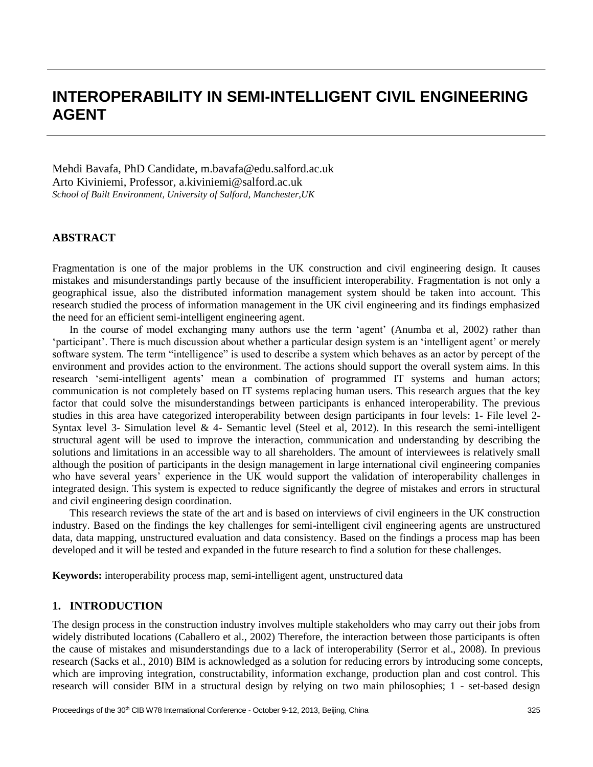# INTEROPERABILITY IN SEMI-INTELLIGENT CIVIL ENGINEERING AGENT

Mehdi Bavafa, PhD Candidate, m.bavafa@edu.salford.ac.uk
Arto Kiviniemi, Professor, a.kiviniemi@salford.ac.uk
*School of Built Environment, University of Salford, Manchester,UK*

## ABSTRACT

Fragmentation is one of the major problems in the UK construction and civil engineering design. It causes mistakes and misunderstandings partly because of the insufficient interoperability. Fragmentation is not only a geographical issue, also the distributed information management system should be taken into account. This research studied the process of information management in the UK civil engineering and its findings emphasized the need for an efficient semi-intelligent engineering agent.

In the course of model exchanging many authors use the term 'agent' (Anumba et al, 2002) rather than 'participant'. There is much discussion about whether a particular design system is an 'intelligent agent' or merely software system. The term "intelligence" is used to describe a system which behaves as an actor by percept of the environment and provides action to the environment. The actions should support the overall system aims. In this research 'semi-intelligent agents' mean a combination of programmed IT systems and human actors; communication is not completely based on IT systems replacing human users. This research argues that the key factor that could solve the misunderstandings between participants is enhanced interoperability. The previous studies in this area have categorized interoperability between design participants in four levels: 1- File level 2- Syntax level 3- Simulation level & 4- Semantic level (Steel et al, 2012). In this research the semi-intelligent structural agent will be used to improve the interaction, communication and understanding by describing the solutions and limitations in an accessible way to all shareholders. The amount of interviewees is relatively small although the position of participants in the design management in large international civil engineering companies who have several years' experience in the UK would support the validation of interoperability challenges in integrated design. This system is expected to reduce significantly the degree of mistakes and errors in structural and civil engineering design coordination.

This research reviews the state of the art and is based on interviews of civil engineers in the UK construction industry. Based on the findings the key challenges for semi-intelligent civil engineering agents are unstructured data, data mapping, unstructured evaluation and data consistency. Based on the findings a process map has been developed and it will be tested and expanded in the future research to find a solution for these challenges.

**Keywords:** interoperability process map, semi-intelligent agent, unstructured data

## 1. INTRODUCTION

The design process in the construction industry involves multiple stakeholders who may carry out their jobs from widely distributed locations (Caballero et al., 2002) Therefore, the interaction between those participants is often the cause of mistakes and misunderstandings due to a lack of interoperability (Serror et al., 2008). In previous research (Sacks et al., 2010) BIM is acknowledged as a solution for reducing errors by introducing some concepts, which are improving integration, constructability, information exchange, production plan and cost control. This research will consider BIM in a structural design by relying on two main philosophies; 1 - set-based design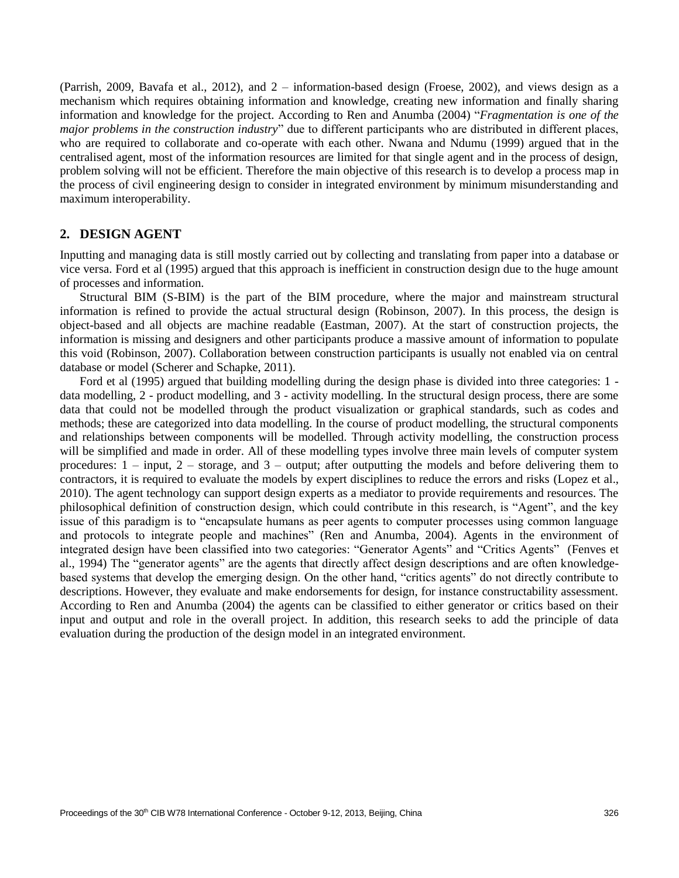(Parrish, 2009, Bavafa et al., 2012), and 2 – information-based design (Froese, 2002), and views design as a mechanism which requires obtaining information and knowledge, creating new information and finally sharing information and knowledge for the project. According to Ren and Anumba (2004) "*Fragmentation is one of the major problems in the construction industry*" due to different participants who are distributed in different places, who are required to collaborate and co-operate with each other. Nwana and Ndumu (1999) argued that in the centralised agent, most of the information resources are limited for that single agent and in the process of design, problem solving will not be efficient. Therefore the main objective of this research is to develop a process map in the process of civil engineering design to consider in integrated environment by minimum misunderstanding and maximum interoperability.

## 2. DESIGN AGENT

Inputting and managing data is still mostly carried out by collecting and translating from paper into a database or vice versa. Ford et al (1995) argued that this approach is inefficient in construction design due to the huge amount of processes and information.

Structural BIM (S-BIM) is the part of the BIM procedure, where the major and mainstream structural information is refined to provide the actual structural design (Robinson, 2007). In this process, the design is object-based and all objects are machine readable (Eastman, 2007). At the start of construction projects, the information is missing and designers and other participants produce a massive amount of information to populate this void (Robinson, 2007). Collaboration between construction participants is usually not enabled via on central database or model (Scherer and Schapke, 2011).

Ford et al (1995) argued that building modelling during the design phase is divided into three categories: 1 - data modelling, 2 - product modelling, and 3 - activity modelling. In the structural design process, there are some data that could not be modelled through the product visualization or graphical standards, such as codes and methods; these are categorized into data modelling. In the course of product modelling, the structural components and relationships between components will be modelled. Through activity modelling, the construction process will be simplified and made in order. All of these modelling types involve three main levels of computer system procedures: 1 – input, 2 – storage, and 3 – output; after outputting the models and before delivering them to contractors, it is required to evaluate the models by expert disciplines to reduce the errors and risks (Lopez et al., 2010). The agent technology can support design experts as a mediator to provide requirements and resources. The philosophical definition of construction design, which could contribute in this research, is "Agent", and the key issue of this paradigm is to "encapsulate humans as peer agents to computer processes using common language and protocols to integrate people and machines" (Ren and Anumba, 2004). Agents in the environment of integrated design have been classified into two categories: "Generator Agents" and "Critics Agents" (Fenves et al., 1994) The "generator agents" are the agents that directly affect design descriptions and are often knowledge-based systems that develop the emerging design. On the other hand, "critics agents" do not directly contribute to descriptions. However, they evaluate and make endorsements for design, for instance constructability assessment. According to Ren and Anumba (2004) the agents can be classified to either generator or critics based on their input and output and role in the overall project. In addition, this research seeks to add the principle of data evaluation during the production of the design model in an integrated environment.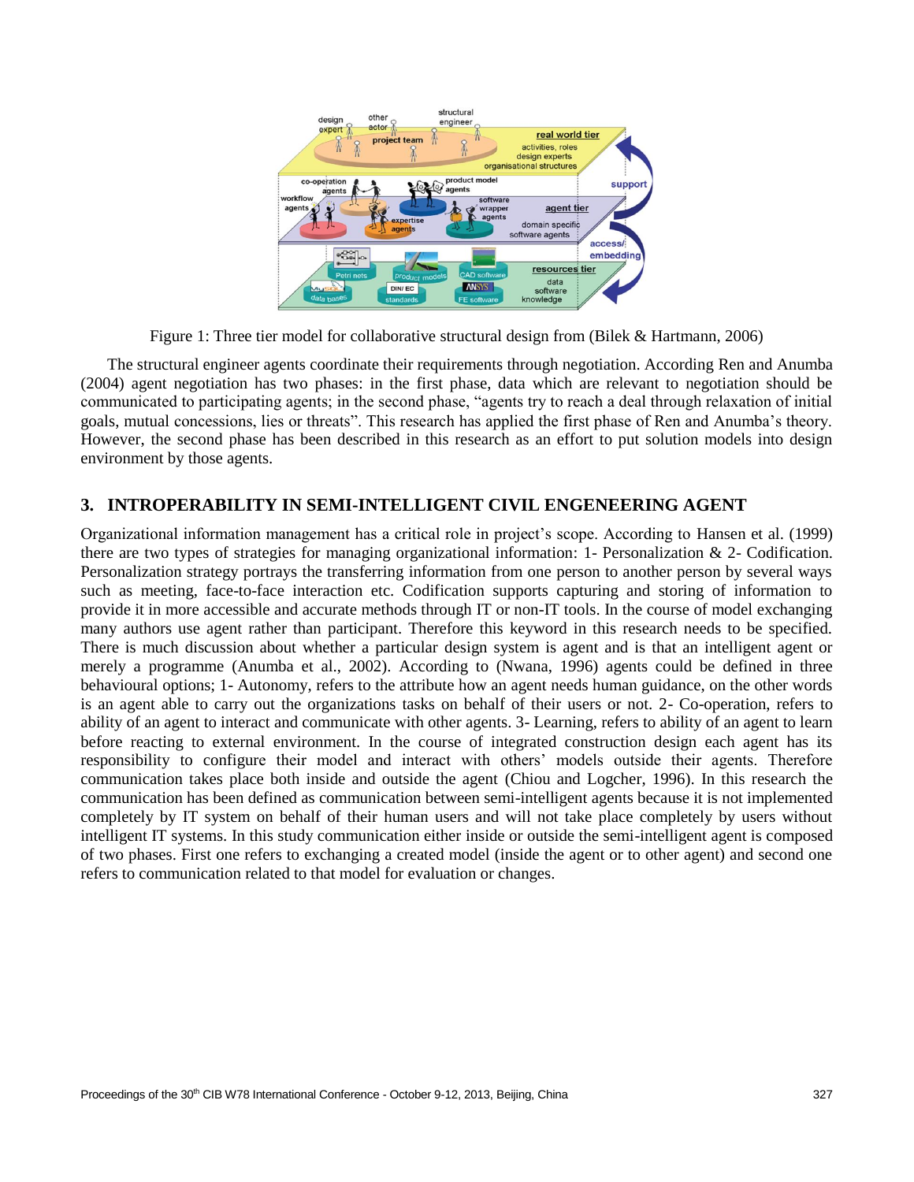Figure 1: Three tier model for collaborative structural design from (Bilek & Hartmann, 2006)

The structural engineer agents coordinate their requirements through negotiation. According Ren and Anumba (2004) agent negotiation has two phases: in the first phase, data which are relevant to negotiation should be communicated to participating agents; in the second phase, "agents try to reach a deal through relaxation of initial goals, mutual concessions, lies or threats". This research has applied the first phase of Ren and Anumba's theory. However, the second phase has been described in this research as an effort to put solution models into design environment by those agents.

## 3. INTROPERABILITY IN SEMI-INTELLIGENT CIVIL ENGENEERING AGENT

Organizational information management has a critical role in project's scope. According to Hansen et al. (1999) there are two types of strategies for managing organizational information: 1- Personalization & 2- Codification. Personalization strategy portrays the transferring information from one person to another person by several ways such as meeting, face-to-face interaction etc. Codification supports capturing and storing of information to provide it in more accessible and accurate methods through IT or non-IT tools. In the course of model exchanging many authors use agent rather than participant. Therefore this keyword in this research needs to be specified. There is much discussion about whether a particular design system is agent and is that an intelligent agent or merely a programme (Anumba et al., 2002). According to (Nwana, 1996) agents could be defined in three behavioural options; 1- Autonomy, refers to the attribute how an agent needs human guidance, on the other words is an agent able to carry out the organizations tasks on behalf of their users or not. 2- Co-operation, refers to ability of an agent to interact and communicate with other agents. 3- Learning, refers to ability of an agent to learn before reacting to external environment. In the course of integrated construction design each agent has its responsibility to configure their model and interact with others' models outside their agents. Therefore communication takes place both inside and outside the agent (Chiou and Logcher, 1996). In this research the communication has been defined as communication between semi-intelligent agents because it is not implemented completely by IT system on behalf of their human users and will not take place completely by users without intelligent IT systems. In this study communication either inside or outside the semi-intelligent agent is composed of two phases. First one refers to exchanging a created model (inside the agent or to other agent) and second one refers to communication related to that model for evaluation or changes.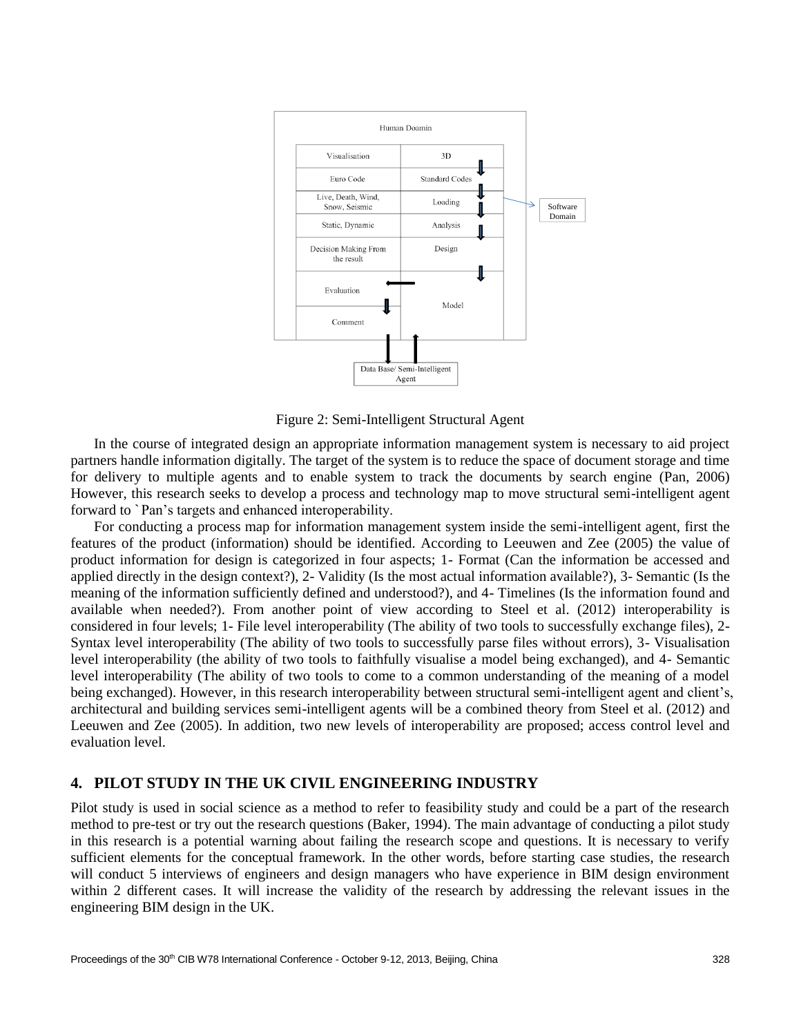| Human Doamin | |
| --- | --- |
| Visualisation | 3D |
| Euro Code | Standard Codes |
| Live, Death, Wind, Snow, Seismic | Loading |
| Static, Dynamic | Analysis |
| Decision Making From the result | Design |
| Evaluation | Model |
| Comment | |

Software Domain

Data Base/ Semi-Intelligent Agent

Figure 2: Semi-Intelligent Structural Agent

In the course of integrated design an appropriate information management system is necessary to aid project partners handle information digitally. The target of the system is to reduce the space of document storage and time for delivery to multiple agents and to enable system to track the documents by search engine (Pan, 2006) However, this research seeks to develop a process and technology map to move structural semi-intelligent agent forward to `Pan's targets and enhanced interoperability.

For conducting a process map for information management system inside the semi-intelligent agent, first the features of the product (information) should be identified. According to Leeuwen and Zee (2005) the value of product information for design is categorized in four aspects; 1- Format (Can the information be accessed and applied directly in the design context?), 2- Validity (Is the most actual information available?), 3- Semantic (Is the meaning of the information sufficiently defined and understood?), and 4- Timelines (Is the information found and available when needed?). From another point of view according to Steel et al. (2012) interoperability is considered in four levels; 1- File level interoperability (The ability of two tools to successfully exchange files), 2- Syntax level interoperability (The ability of two tools to successfully parse files without errors), 3- Visualisation level interoperability (the ability of two tools to faithfully visualise a model being exchanged), and 4- Semantic level interoperability (The ability of two tools to come to a common understanding of the meaning of a model being exchanged). However, in this research interoperability between structural semi-intelligent agent and client's, architectural and building services semi-intelligent agents will be a combined theory from Steel et al. (2012) and Leeuwen and Zee (2005). In addition, two new levels of interoperability are proposed; access control level and evaluation level.

## 4. PILOT STUDY IN THE UK CIVIL ENGINEERING INDUSTRY

Pilot study is used in social science as a method to refer to feasibility study and could be a part of the research method to pre-test or try out the research questions (Baker, 1994). The main advantage of conducting a pilot study in this research is a potential warning about failing the research scope and questions. It is necessary to verify sufficient elements for the conceptual framework. In the other words, before starting case studies, the research will conduct 5 interviews of engineers and design managers who have experience in BIM design environment within 2 different cases. It will increase the validity of the research by addressing the relevant issues in the engineering BIM design in the UK.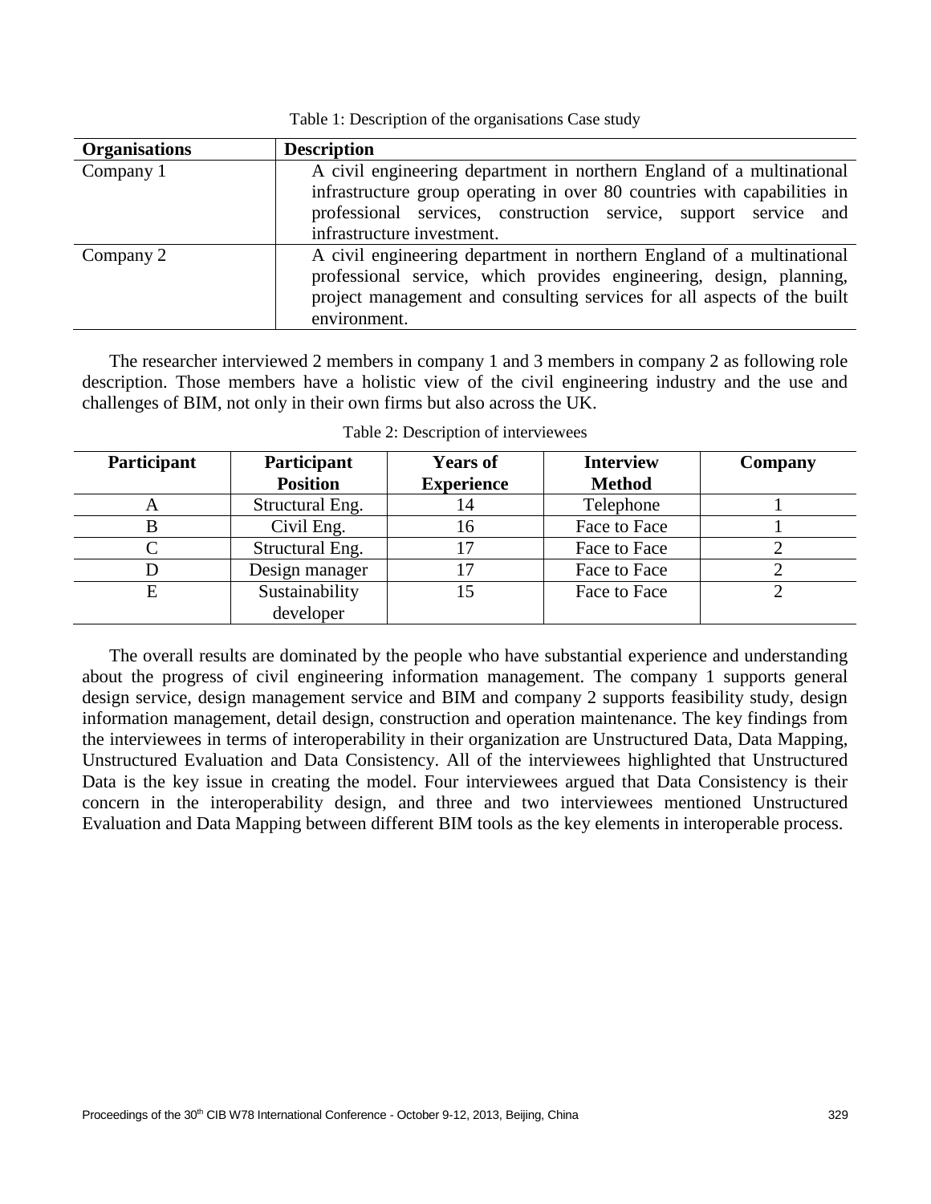Table 1: Description of the organisations Case study

| Organisations | Description |
| --- | --- |
| Company 1 | A civil engineering department in northern England of a multinational infrastructure group operating in over 80 countries with capabilities in professional services, construction service, support service and infrastructure investment. |
| Company 2 | A civil engineering department in northern England of a multinational professional service, which provides engineering, design, planning, project management and consulting services for all aspects of the built environment. |

The researcher interviewed 2 members in company 1 and 3 members in company 2 as following role description. Those members have a holistic view of the civil engineering industry and the use and challenges of BIM, not only in their own firms but also across the UK.

Table 2: Description of interviewees

| Participant | Participant Position | Years of Experience | Interview Method | Company |
| --- | --- | --- | --- | --- |
| A | Structural Eng. | 14 | Telephone | 1 |
| B | Civil Eng. | 16 | Face to Face | 1 |
| C | Structural Eng. | 17 | Face to Face | 2 |
| D | Design manager | 17 | Face to Face | 2 |
| E | Sustainability developer | 15 | Face to Face | 2 |

The overall results are dominated by the people who have substantial experience and understanding about the progress of civil engineering information management. The company 1 supports general design service, design management service and BIM and company 2 supports feasibility study, design information management, detail design, construction and operation maintenance. The key findings from the interviewees in terms of interoperability in their organization are Unstructured Data, Data Mapping, Unstructured Evaluation and Data Consistency. All of the interviewees highlighted that Unstructured Data is the key issue in creating the model. Four interviewees argued that Data Consistency is their concern in the interoperability design, and three and two interviewees mentioned Unstructured Evaluation and Data Mapping between different BIM tools as the key elements in interoperable process.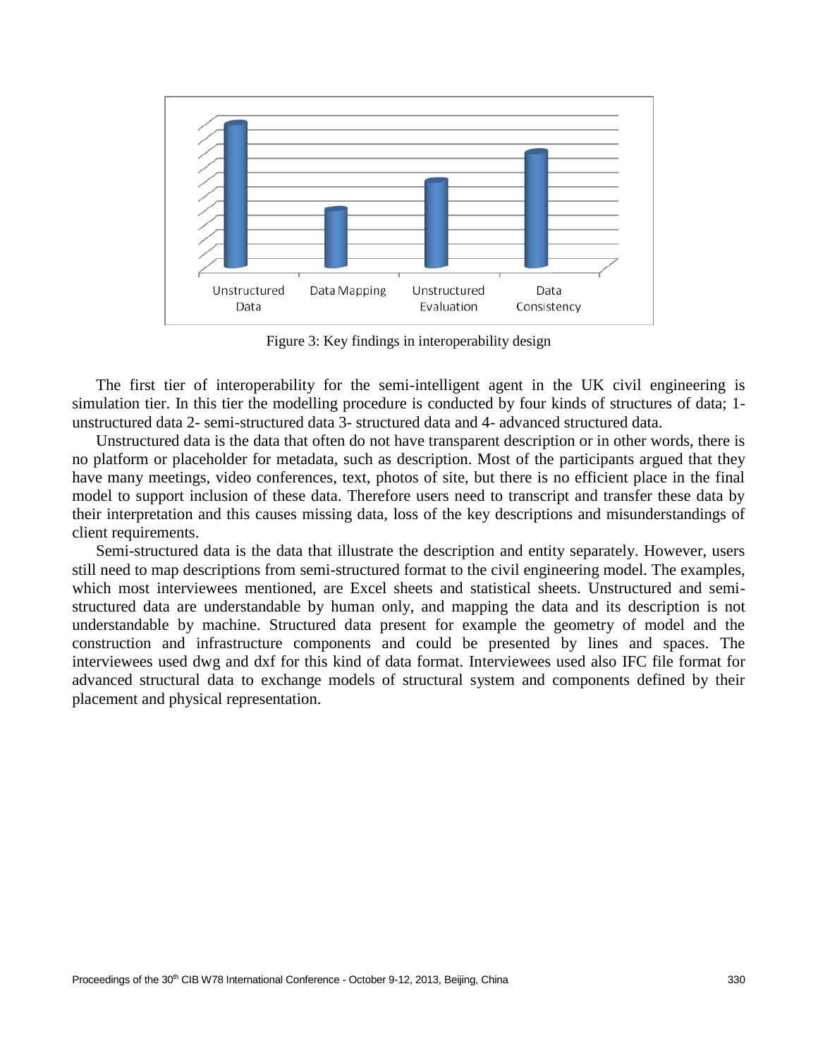Figure 3: Key findings in interoperability design

The first tier of interoperability for the semi-intelligent agent in the UK civil engineering is simulation tier. In this tier the modelling procedure is conducted by four kinds of structures of data; 1- unstructured data 2- semi-structured data 3- structured data and 4- advanced structured data.

Unstructured data is the data that often do not have transparent description or in other words, there is no platform or placeholder for metadata, such as description. Most of the participants argued that they have many meetings, video conferences, text, photos of site, but there is no efficient place in the final model to support inclusion of these data. Therefore users need to transcript and transfer these data by their interpretation and this causes missing data, loss of the key descriptions and misunderstandings of client requirements.

Semi-structured data is the data that illustrate the description and entity separately. However, users still need to map descriptions from semi-structured format to the civil engineering model. The examples, which most interviewees mentioned, are Excel sheets and statistical sheets. Unstructured and semi-structured data are understandable by human only, and mapping the data and its description is not understandable by machine. Structured data present for example the geometry of model and the construction and infrastructure components and could be presented by lines and spaces. The interviewees used dwg and dxf for this kind of data format. Interviewees used also IFC file format for advanced structural data to exchange models of structural system and components defined by their placement and physical representation.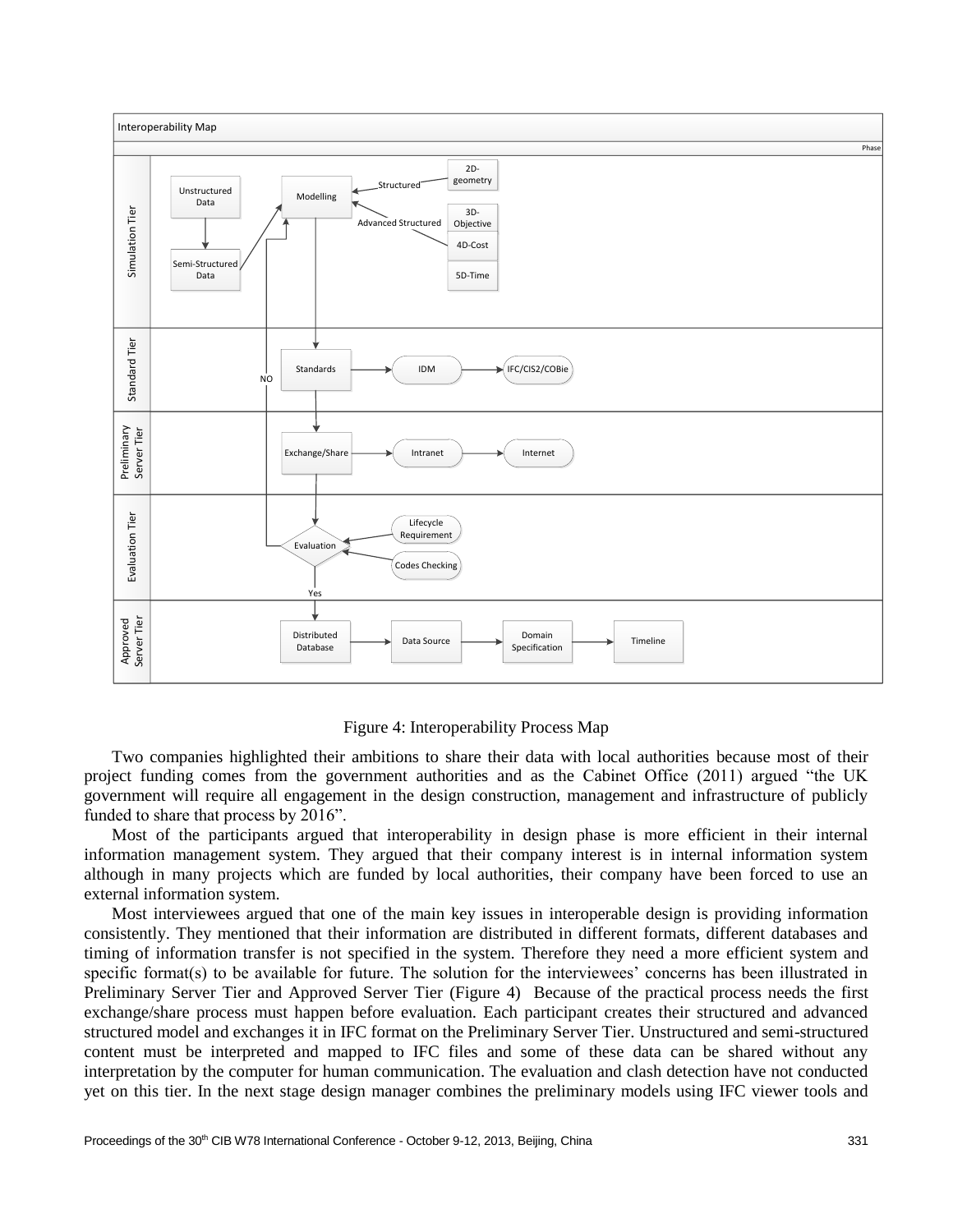Figure 4: Interoperability Process Map

Two companies highlighted their ambitions to share their data with local authorities because most of their project funding comes from the government authorities and as the Cabinet Office (2011) argued "the UK government will require all engagement in the design construction, management and infrastructure of publicly funded to share that process by 2016".

Most of the participants argued that interoperability in design phase is more efficient in their internal information management system. They argued that their company interest is in internal information system although in many projects which are funded by local authorities, their company have been forced to use an external information system.

Most interviewees argued that one of the main key issues in interoperable design is providing information consistently. They mentioned that their information are distributed in different formats, different databases and timing of information transfer is not specified in the system. Therefore they need a more efficient system and specific format(s) to be available for future. The solution for the interviewees' concerns has been illustrated in Preliminary Server Tier and Approved Server Tier (Figure 4) Because of the practical process needs the first exchange/share process must happen before evaluation. Each participant creates their structured and advanced structured model and exchanges it in IFC format on the Preliminary Server Tier. Unstructured and semi-structured content must be interpreted and mapped to IFC files and some of these data can be shared without any interpretation by the computer for human communication. The evaluation and clash detection have not conducted yet on this tier. In the next stage design manager combines the preliminary models using IFC viewer tools and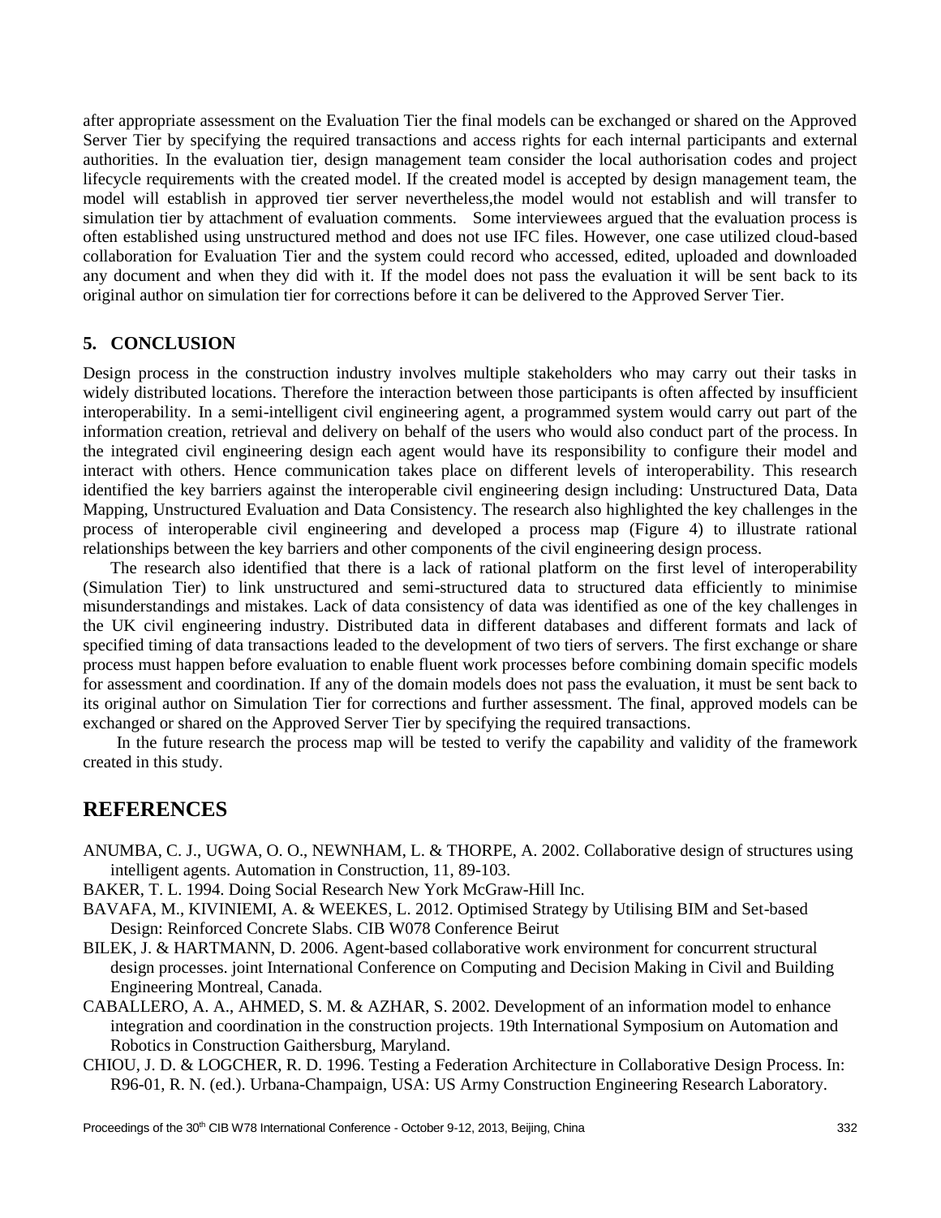after appropriate assessment on the Evaluation Tier the final models can be exchanged or shared on the Approved Server Tier by specifying the required transactions and access rights for each internal participants and external authorities. In the evaluation tier, design management team consider the local authorisation codes and project lifecycle requirements with the created model. If the created model is accepted by design management team, the model will establish in approved tier server nevertheless,the model would not establish and will transfer to simulation tier by attachment of evaluation comments. Some interviewees argued that the evaluation process is often established using unstructured method and does not use IFC files. However, one case utilized cloud-based collaboration for Evaluation Tier and the system could record who accessed, edited, uploaded and downloaded any document and when they did with it. If the model does not pass the evaluation it will be sent back to its original author on simulation tier for corrections before it can be delivered to the Approved Server Tier.

## 5. CONCLUSION

Design process in the construction industry involves multiple stakeholders who may carry out their tasks in widely distributed locations. Therefore the interaction between those participants is often affected by insufficient interoperability. In a semi-intelligent civil engineering agent, a programmed system would carry out part of the information creation, retrieval and delivery on behalf of the users who would also conduct part of the process. In the integrated civil engineering design each agent would have its responsibility to configure their model and interact with others. Hence communication takes place on different levels of interoperability. This research identified the key barriers against the interoperable civil engineering design including: Unstructured Data, Data Mapping, Unstructured Evaluation and Data Consistency. The research also highlighted the key challenges in the process of interoperable civil engineering and developed a process map (Figure 4) to illustrate rational relationships between the key barriers and other components of the civil engineering design process.

The research also identified that there is a lack of rational platform on the first level of interoperability (Simulation Tier) to link unstructured and semi-structured data to structured data efficiently to minimise misunderstandings and mistakes. Lack of data consistency of data was identified as one of the key challenges in the UK civil engineering industry. Distributed data in different databases and different formats and lack of specified timing of data transactions leaded to the development of two tiers of servers. The first exchange or share process must happen before evaluation to enable fluent work processes before combining domain specific models for assessment and coordination. If any of the domain models does not pass the evaluation, it must be sent back to its original author on Simulation Tier for corrections and further assessment. The final, approved models can be exchanged or shared on the Approved Server Tier by specifying the required transactions.

In the future research the process map will be tested to verify the capability and validity of the framework created in this study.

# REFERENCES

ANUMBA, C. J., UGWA, O. O., NEWNHAM, L. & THORPE, A. 2002. Collaborative design of structures using intelligent agents. Automation in Construction, 11, 89-103.

BAKER, T. L. 1994. Doing Social Research New York McGraw-Hill Inc.

BAVAFA, M., KIVINIEMI, A. & WEEKES, L. 2012. Optimised Strategy by Utilising BIM and Set-based Design: Reinforced Concrete Slabs. CIB W078 Conference Beirut

BILEK, J. & HARTMANN, D. 2006. Agent-based collaborative work environment for concurrent structural design processes. joint International Conference on Computing and Decision Making in Civil and Building Engineering Montreal, Canada.

CABALLERO, A. A., AHMED, S. M. & AZHAR, S. 2002. Development of an information model to enhance integration and coordination in the construction projects. 19th International Symposium on Automation and Robotics in Construction Gaithersburg, Maryland.

CHIOU, J. D. & LOGCHER, R. D. 1996. Testing a Federation Architecture in Collaborative Design Process. In: R96-01, R. N. (ed.). Urbana-Champaign, USA: US Army Construction Engineering Research Laboratory.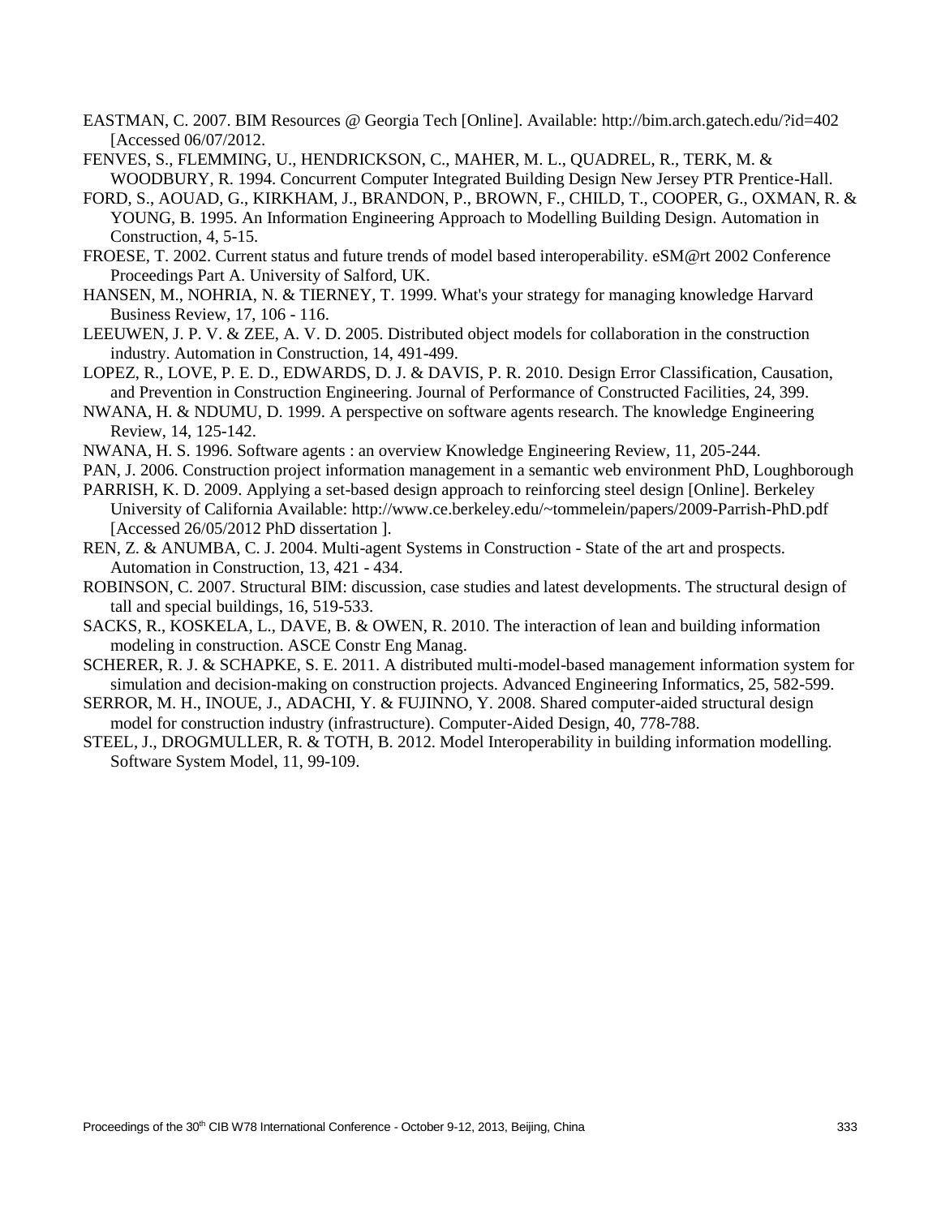EASTMAN, C. 2007. BIM Resources @ Georgia Tech [Online]. Available: http://bim.arch.gatech.edu/?id=402 [Accessed 06/07/2012.

FENVES, S., FLEMMING, U., HENDRICKSON, C., MAHER, M. L., QUADREL, R., TERK, M. & WOODBURY, R. 1994. Concurrent Computer Integrated Building Design New Jersey PTR Prentice-Hall.

FORD, S., AOUAD, G., KIRKHAM, J., BRANDON, P., BROWN, F., CHILD, T., COOPER, G., OXMAN, R. & YOUNG, B. 1995. An Information Engineering Approach to Modelling Building Design. Automation in Construction, 4, 5-15.

FROESE, T. 2002. Current status and future trends of model based interoperability. eSM@rt 2002 Conference Proceedings Part A. University of Salford, UK.

HANSEN, M., NOHRIA, N. & TIERNEY, T. 1999. What's your strategy for managing knowledge Harvard Business Review, 17, 106 - 116.

LEEUWEN, J. P. V. & ZEE, A. V. D. 2005. Distributed object models for collaboration in the construction industry. Automation in Construction, 14, 491-499.

LOPEZ, R., LOVE, P. E. D., EDWARDS, D. J. & DAVIS, P. R. 2010. Design Error Classification, Causation, and Prevention in Construction Engineering. Journal of Performance of Constructed Facilities, 24, 399.

NWANA, H. & NDUMU, D. 1999. A perspective on software agents research. The knowledge Engineering Review, 14, 125-142.

NWANA, H. S. 1996. Software agents : an overview Knowledge Engineering Review, 11, 205-244.

PAN, J. 2006. Construction project information management in a semantic web environment PhD, Loughborough

PARRISH, K. D. 2009. Applying a set-based design approach to reinforcing steel design [Online]. Berkeley University of California Available: http://www.ce.berkeley.edu/~tommelein/papers/2009-Parrish-PhD.pdf [Accessed 26/05/2012 PhD dissertation ].

REN, Z. & ANUMBA, C. J. 2004. Multi-agent Systems in Construction - State of the art and prospects. Automation in Construction, 13, 421 - 434.

ROBINSON, C. 2007. Structural BIM: discussion, case studies and latest developments. The structural design of tall and special buildings, 16, 519-533.

SACKS, R., KOSKELA, L., DAVE, B. & OWEN, R. 2010. The interaction of lean and building information modeling in construction. ASCE Constr Eng Manag.

SCHERER, R. J. & SCHAPKE, S. E. 2011. A distributed multi-model-based management information system for simulation and decision-making on construction projects. Advanced Engineering Informatics, 25, 582-599.

SERROR, M. H., INOUE, J., ADACHI, Y. & FUJINNO, Y. 2008. Shared computer-aided structural design model for construction industry (infrastructure). Computer-Aided Design, 40, 778-788.

STEEL, J., DROGMULLER, R. & TOTH, B. 2012. Model Interoperability in building information modelling. Software System Model, 11, 99-109.